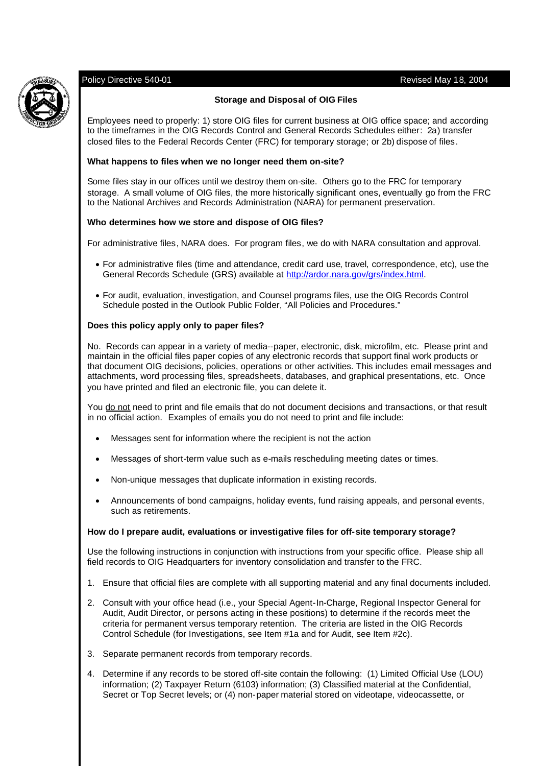Policy Directive 540-01 Revised May 18, 2004

# Storage and Disposal of OIG Files

Employees need to properly: 1) store OIG files for current business at OIG office space; and according to the timeframes in the OIG Records Control and General Records Schedules either: 2a) transfer closed files to the Federal Records Center (FRC) for temporary storage; or 2b) dispose of files.

## What happens to files when we no longer need them on-site?

Some files stay in our offices until we destroy them on-site. Others go to the FRC for temporary storage. A small volume of OIG files, the more historically significant ones, eventually go from the FRC to the National Archives and Records Administration (NARA) for permanent preservation.

## Who determines how we store and dispose of OIG files?

For administrative files, NARA does. For program files, we do with NARA consultation and approval.

- For administrative files (time and attendance, credit card use, travel, correspondence, etc), use the General Records Schedule (GRS) available at http://ardor.nara.gov/grs/index.html.
- For audit, evaluation, investigation, and Counsel programs files, use the OIG Records Control Schedule posted in the Outlook Public Folder, "All Policies and Procedures."

## Does this policy apply only to paper files?

No. Records can appear in a variety of media--paper, electronic, disk, microfilm, etc. Please print and maintain in the official files paper copies of any electronic records that support final work products or that document OIG decisions, policies, operations or other activities. This includes email messages and attachments, word processing files, spreadsheets, databases, and graphical presentations, etc. Once you have printed and filed an electronic file, you can delete it.

You <u>do not</u> need to print and file emails that do not document decisions and transactions, or that result in no official action. Examples of emails you do not need to print and file include:

- Messages sent for information where the recipient is not the action
- Messages of short-term value such as e-mails rescheduling meeting dates or times.
- Non-unique messages that duplicate information in existing records.
- Announcements of bond campaigns, holiday events, fund raising appeals, and personal events, such as retirements.

## How do I prepare audit, evaluations or investigative files for off-site temporary storage?

Use the following instructions in conjunction with instructions from your specific office. Please ship all field records to OIG Headquarters for inventory consolidation and transfer to the FRC.

1. Ensure that official files are complete with all supporting material and any final documents included.
2. Consult with your office head (i.e., your Special Agent-In-Charge, Regional Inspector General for Audit, Audit Director, or persons acting in these positions) to determine if the records meet the criteria for permanent versus temporary retention. The criteria are listed in the OIG Records Control Schedule (for Investigations, see Item #1a and for Audit, see Item #2c).
3. Separate permanent records from temporary records.
4. Determine if any records to be stored off-site contain the following: (1) Limited Official Use (LOU) information; (2) Taxpayer Return (6103) information; (3) Classified material at the Confidential, Secret or Top Secret levels; or (4) non-paper material stored on videotape, videocassette, or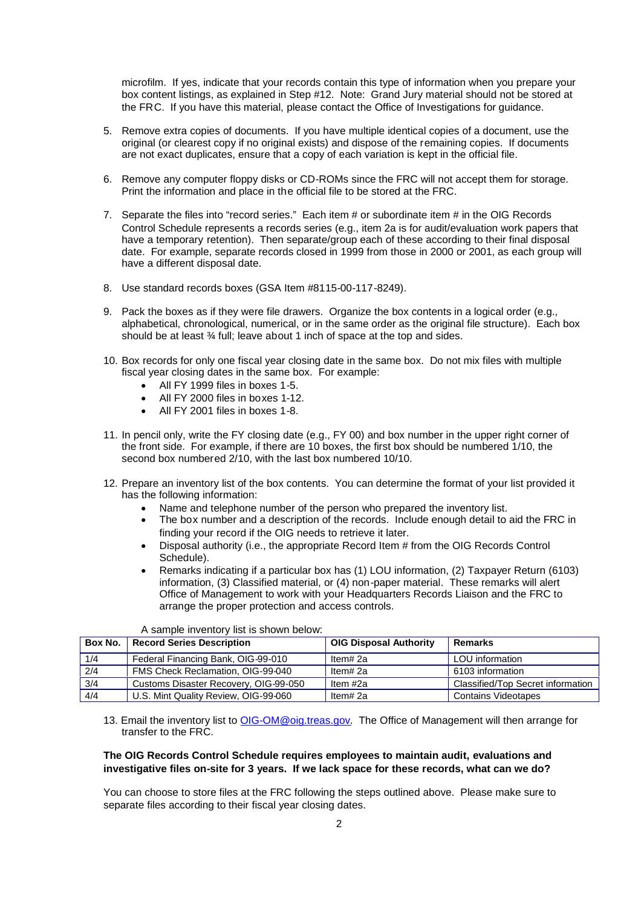microfilm. If yes, indicate that your records contain this type of information when you prepare your box content listings, as explained in Step #12. Note: Grand Jury material should not be stored at the FRC. If you have this material, please contact the Office of Investigations for guidance.

5. Remove extra copies of documents. If you have multiple identical copies of a document, use the original (or clearest copy if no original exists) and dispose of the remaining copies. If documents are not exact duplicates, ensure that a copy of each variation is kept in the official file.

6. Remove any computer floppy disks or CD-ROMs since the FRC will not accept them for storage. Print the information and place in the official file to be stored at the FRC.

7. Separate the files into "record series." Each item # or subordinate item # in the OIG Records Control Schedule represents a records series (e.g., item 2a is for audit/evaluation work papers that have a temporary retention). Then separate/group each of these according to their final disposal date. For example, separate records closed in 1999 from those in 2000 or 2001, as each group will have a different disposal date.

8. Use standard records boxes (GSA Item #8115-00-117-8249).

9. Pack the boxes as if they were file drawers. Organize the box contents in a logical order (e.g., alphabetical, chronological, numerical, or in the same order as the original file structure). Each box should be at least ¾ full; leave about 1 inch of space at the top and sides.

10. Box records for only one fiscal year closing date in the same box. Do not mix files with multiple fiscal year closing dates in the same box. For example:
    - All FY 1999 files in boxes 1-5.
    - All FY 2000 files in boxes 1-12.
    - All FY 2001 files in boxes 1-8.

11. In pencil only, write the FY closing date (e.g., FY 00) and box number in the upper right corner of the front side. For example, if there are 10 boxes, the first box should be numbered 1/10, the second box numbered 2/10, with the last box numbered 10/10.

12. Prepare an inventory list of the box contents. You can determine the format of your list provided it has the following information:
    - Name and telephone number of the person who prepared the inventory list.
    - The box number and a description of the records. Include enough detail to aid the FRC in finding your record if the OIG needs to retrieve it later.
    - Disposal authority (i.e., the appropriate Record Item # from the OIG Records Control Schedule).
    - Remarks indicating if a particular box has (1) LOU information, (2) Taxpayer Return (6103) information, (3) Classified material, or (4) non-paper material. These remarks will alert Office of Management to work with your Headquarters Records Liaison and the FRC to arrange the proper protection and access controls.

    A sample inventory list is shown below:

| Box No. | Record Series Description | OIG Disposal Authority | Remarks |
|---|---|---|---|
| 1/4 | Federal Financing Bank, OIG-99-010 | Item# 2a | LOU information |
| 2/4 | FMS Check Reclamation, OIG-99-040 | Item# 2a | 6103 information |
| 3/4 | Customs Disaster Recovery, OIG-99-050 | Item #2a | Classified/Top Secret information |
| 4/4 | U.S. Mint Quality Review, OIG-99-060 | Item# 2a | Contains Videotapes |

13. Email the inventory list to OIG-OM@oig.treas.gov. The Office of Management will then arrange for transfer to the FRC.

**The OIG Records Control Schedule requires employees to maintain audit, evaluations and investigative files on-site for 3 years. If we lack space for these records, what can we do?**

You can choose to store files at the FRC following the steps outlined above. Please make sure to separate files according to their fiscal year closing dates.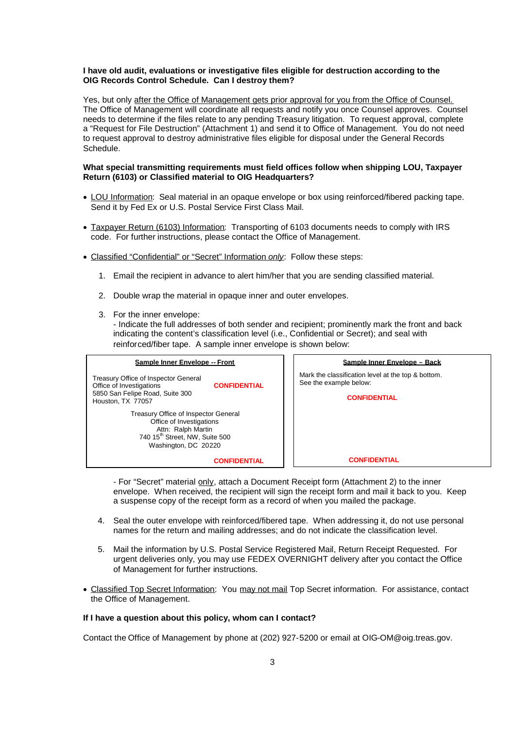**I have old audit, evaluations or investigative files eligible for destruction according to the OIG Records Control Schedule. Can I destroy them?**

Yes, but only <u>after the Office of Management gets prior approval for you from the Office of Counsel.</u> The Office of Management will coordinate all requests and notify you once Counsel approves. Counsel needs to determine if the files relate to any pending Treasury litigation. To request approval, complete a "Request for File Destruction" (Attachment 1) and send it to Office of Management. You do not need to request approval to destroy administrative files eligible for disposal under the General Records Schedule.

**What special transmitting requirements must field offices follow when shipping LOU, Taxpayer Return (6103) or Classified material to OIG Headquarters?**

- <u>LOU Information</u>: Seal material in an opaque envelope or box using reinforced/fibered packing tape. Send it by Fed Ex or U.S. Postal Service First Class Mail.

- <u>Taxpayer Return (6103) Information</u>: Transporting of 6103 documents needs to comply with IRS code. For further instructions, please contact the Office of Management.

- <u>Classified "Confidential" or "Secret" Information *only*</u>: Follow these steps:

  1. Email the recipient in advance to alert him/her that you are sending classified material.

  2. Double wrap the material in opaque inner and outer envelopes.

  3. For the inner envelope:
     - Indicate the full addresses of both sender and recipient; prominently mark the front and back indicating the content's classification level (i.e., Confidential or Secret); and seal with reinforced/fiber tape. A sample inner envelope is shown below:

| **<u>Sample Inner Envelope -- Front</u>** | **<u>Sample Inner Envelope – Back</u>** |
|---|---|
| Treasury Office of Inspector General<br>Office of Investigations<br>5850 San Felipe Road, Suite 300<br>Houston, TX 77057<br>**CONFIDENTIAL**<br><br>Treasury Office of Inspector General<br>Office of Investigations<br>Attn: Ralph Martin<br>740 15th Street, NW, Suite 500<br>Washington, DC 20220<br><br>**CONFIDENTIAL** | Mark the classification level at the top & bottom.<br>See the example below:<br><br>**CONFIDENTIAL**<br><br><br><br>**CONFIDENTIAL** |

     - For "Secret" material <u>only</u>, attach a Document Receipt form (Attachment 2) to the inner envelope. When received, the recipient will sign the receipt form and mail it back to you. Keep a suspense copy of the receipt form as a record of when you mailed the package.

  4. Seal the outer envelope with reinforced/fibered tape. When addressing it, do not use personal names for the return and mailing addresses; and do not indicate the classification level.

  5. Mail the information by U.S. Postal Service Registered Mail, Return Receipt Requested. For urgent deliveries only, you may use FEDEX OVERNIGHT delivery after you contact the Office of Management for further instructions.

- <u>Classified Top Secret Information</u>: You <u>may not mail</u> Top Secret information. For assistance, contact the Office of Management.

**If I have a question about this policy, whom can I contact?**

Contact the Office of Management by phone at (202) 927-5200 or email at OIG-OM@oig.treas.gov.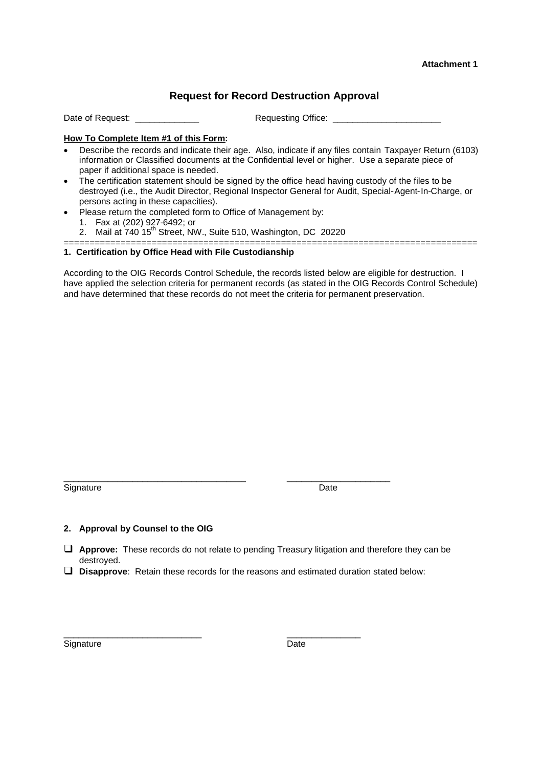**Attachment 1**

# Request for Record Destruction Approval

Date of Request: _____________ Requesting Office: ______________________

**How To Complete Item #1 of this Form:**

- Describe the records and indicate their age. Also, indicate if any files contain Taxpayer Return (6103) information or Classified documents at the Confidential level or higher. Use a separate piece of paper if additional space is needed.
- The certification statement should be signed by the office head having custody of the files to be destroyed (i.e., the Audit Director, Regional Inspector General for Audit, Special-Agent-In-Charge, or persons acting in these capacities).
- Please return the completed form to Office of Management by:
  1. Fax at (202) 927-6492; or
  2. Mail at 740 15th Street, NW., Suite 510, Washington, DC 20220

================================================================================

**1. Certification by Office Head with File Custodianship**

According to the OIG Records Control Schedule, the records listed below are eligible for destruction. I have applied the selection criteria for permanent records (as stated in the OIG Records Control Schedule) and have determined that these records do not meet the criteria for permanent preservation.

_____________________________________ _____________________

Signature Date

**2. Approval by Counsel to the OIG**

- ❑ **Approve:** These records do not relate to pending Treasury litigation and therefore they can be destroyed.
- ❑ **Disapprove**: Retain these records for the reasons and estimated duration stated below:

____________________________ _______________

Signature Date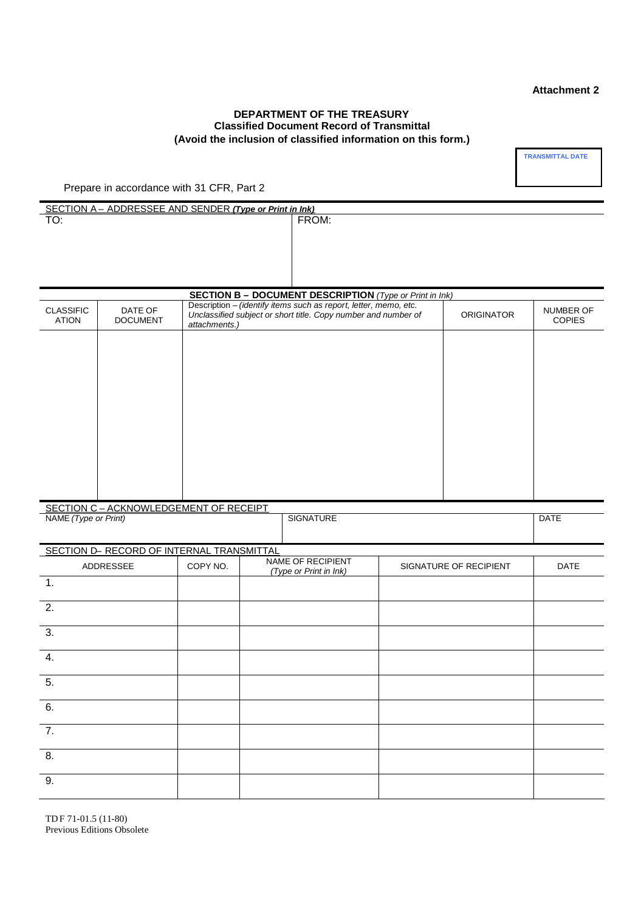**Attachment 2**

**DEPARTMENT OF THE TREASURY**
**Classified Document Record of Transmittal**
**(Avoid the inclusion of classified information on this form.)**

| TRANSMITTAL DATE |
|---|
| |

Prepare in accordance with 31 CFR, Part 2

SECTION A – ADDRESSEE AND SENDER ***(Type or Print in Ink)***

| TO: | FROM: |
|---|---|
| | |

**SECTION B – DOCUMENT DESCRIPTION** *(Type or Print in Ink)*

| CLASSIFICATION | DATE OF DOCUMENT | Description – *(identify items such as report, letter, memo, etc. Unclassified subject or short title. Copy number and number of attachments.)* | ORIGINATOR | NUMBER OF COPIES |
|---|---|---|---|---|
| | | | | |

SECTION C – ACKNOWLEDGEMENT OF RECEIPT

| NAME *(Type or Print)* | SIGNATURE | DATE |
|---|---|---|
| | | |

SECTION D– RECORD OF INTERNAL TRANSMITTAL

| ADDRESSEE | COPY NO. | NAME OF RECIPIENT *(Type or Print in Ink)* | SIGNATURE OF RECIPIENT | DATE |
|---|---|---|---|---|
| 1. | | | | |
| 2. | | | | |
| 3. | | | | |
| 4. | | | | |
| 5. | | | | |
| 6. | | | | |
| 7. | | | | |
| 8. | | | | |
| 9. | | | | |

TD F 71-01.5 (11-80)
Previous Editions Obsolete